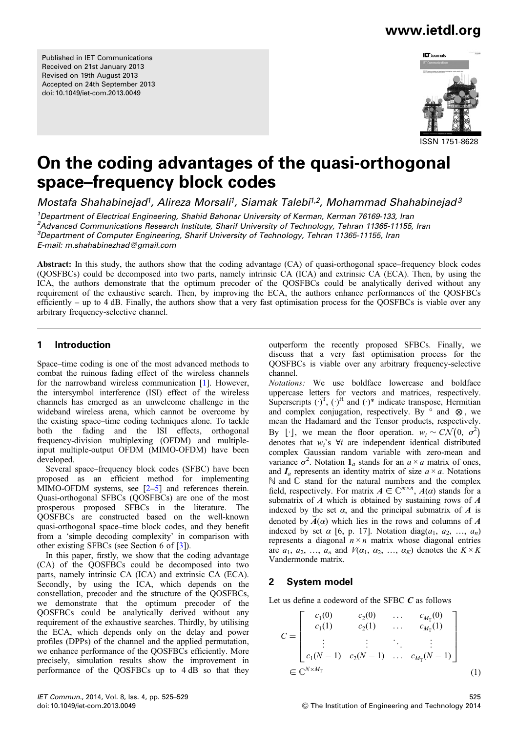Published in IET Communications
Received on 21st January 2013
Revised on 19th August 2013
Accepted on 24th September 2013
doi: 10.1049/iet-com.2013.0049

ISSN 1751-8628

# On the coding advantages of the quasi-orthogonal space–frequency block codes

*Mostafa Shahabinejad[1], Alireza Morsali[1], Siamak Talebi[1,2], Mohammad Shahabinejad[3]*

[1]*Department of Electrical Engineering, Shahid Bahonar University of Kerman, Kerman 76169-133, Iran*
[2]*Advanced Communications Research Institute, Sharif University of Technology, Tehran 11365-11155, Iran*
[3]*Department of Computer Engineering, Sharif University of Technology, Tehran 11365-11155, Iran*
*E-mail: m.shahabinezhad@gmail.com*

**Abstract:** In this study, the authors show that the coding advantage (CA) of quasi-orthogonal space–frequency block codes (QOSFBCs) could be decomposed into two parts, namely intrinsic CA (ICA) and extrinsic CA (ECA). Then, by using the ICA, the authors demonstrate that the optimum precoder of the QOSFBCs could be analytically derived without any requirement of the exhaustive search. Then, by improving the ECA, the authors enhance performances of the QOSFBCs efficiently – up to 4 dB. Finally, the authors show that a very fast optimisation process for the QOSFBCs is viable over any arbitrary frequency-selective channel.

## 1 Introduction

Space–time coding is one of the most advanced methods to combat the ruinous fading effect of the wireless channels for the narrowband wireless communication [1]. However, the intersymbol interference (ISI) effect of the wireless channels has emerged as an unwelcome challenge in the wideband wireless arena, which cannot be overcome by the existing space–time coding techniques alone. To tackle both the fading and the ISI effects, orthogonal frequency-division multiplexing (OFDM) and multiple-input multiple-output OFDM (MIMO-OFDM) have been developed.

Several space–frequency block codes (SFBC) have been proposed as an efficient method for implementing MIMO-OFDM systems, see [2–5] and references therein. Quasi-orthogonal SFBCs (QOSFBCs) are one of the most prosperous proposed SFBCs in the literature. The QOSFBCs are constructed based on the well-known quasi-orthogonal space–time block codes, and they benefit from a 'simple decoding complexity' in comparison with other existing SFBCs (see Section 6 of [3]).

In this paper, firstly, we show that the coding advantage (CA) of the QOSFBCs could be decomposed into two parts, namely intrinsic CA (ICA) and extrinsic CA (ECA). Secondly, by using the ICA, which depends on the constellation, precoder and the structure of the QOSFBCs, we demonstrate that the optimum precoder of the QOSFBCs could be analytically derived without any requirement of the exhaustive searches. Thirdly, by utilising the ECA, which depends only on the delay and power profiles (DPPs) of the channel and the applied permutation, we enhance performance of the QOSFBCs efficiently. More precisely, simulation results show the improvement in performance of the QOSFBCs up to 4 dB so that they outperform the recently proposed SFBCs. Finally, we discuss that a very fast optimisation process for the QOSFBCs is viable over any arbitrary frequency-selective channel.

*Notations:* We use boldface lowercase and boldface uppercase letters for vectors and matrices, respectively. Superscripts $(\cdot)^T$, $(\cdot)^H$ and $(\cdot)^*$ indicate transpose, Hermitian and complex conjugation, respectively. By $\circ$ and $\otimes$, we mean the Hadamard and the Tensor products, respectively. By $\lfloor \cdot \rfloor$, we mean the floor operation. $w_i \sim \mathcal{CN}(0, \sigma^2)$ denotes that $w_i$'s $\forall i$ are independent identical distributed complex Gaussian random variable with zero-mean and variance $\sigma^2$. Notation $\mathbf{1}_a$ stands for an $a \times a$ matrix of ones, and $\mathbf{I}_a$ represents an identity matrix of size $a \times a$. Notations $\mathbb{N}$ and $\mathbb{C}$ stand for the natural numbers and the complex field, respectively. For matrix $\mathbf{A} \in \mathbb{C}^{m \times n}$, $\mathbf{A}(\alpha)$ stands for a submatrix of $\mathbf{A}$ which is obtained by sustaining rows of $\mathbf{A}$ indexed by the set $\alpha$, and the principal submatrix of $\mathbf{A}$ is denoted by $\breve{\mathbf{A}}(\alpha)$ which lies in the rows and columns of $\mathbf{A}$ indexed by set $\alpha$ [6, p. 17]. Notation $\text{diag}(a_1, a_2, \ldots, a_n)$ represents a diagonal $n \times n$ matrix whose diagonal entries are $a_1, a_2, \ldots, a_n$ and $V(\alpha_1, \alpha_2, \ldots, \alpha_K)$ denotes the $K \times K$ Vandermonde matrix.

## 2 System model

Let us define a codeword of the SFBC $\mathbf{C}$ as follows

$$
C = \begin{bmatrix} c_1(0) & c_2(0) & \dots & c_{M_T}(0) \\ c_1(1) & c_2(1) & \dots & c_{M_T}(1) \\ \vdots & \vdots & \ddots & \vdots \\ c_1(N-1) & c_2(N-1) & \dots & c_{M_T}(N-1) \end{bmatrix} \in \mathbb{C}^{N \times M_T} \tag{1}
$$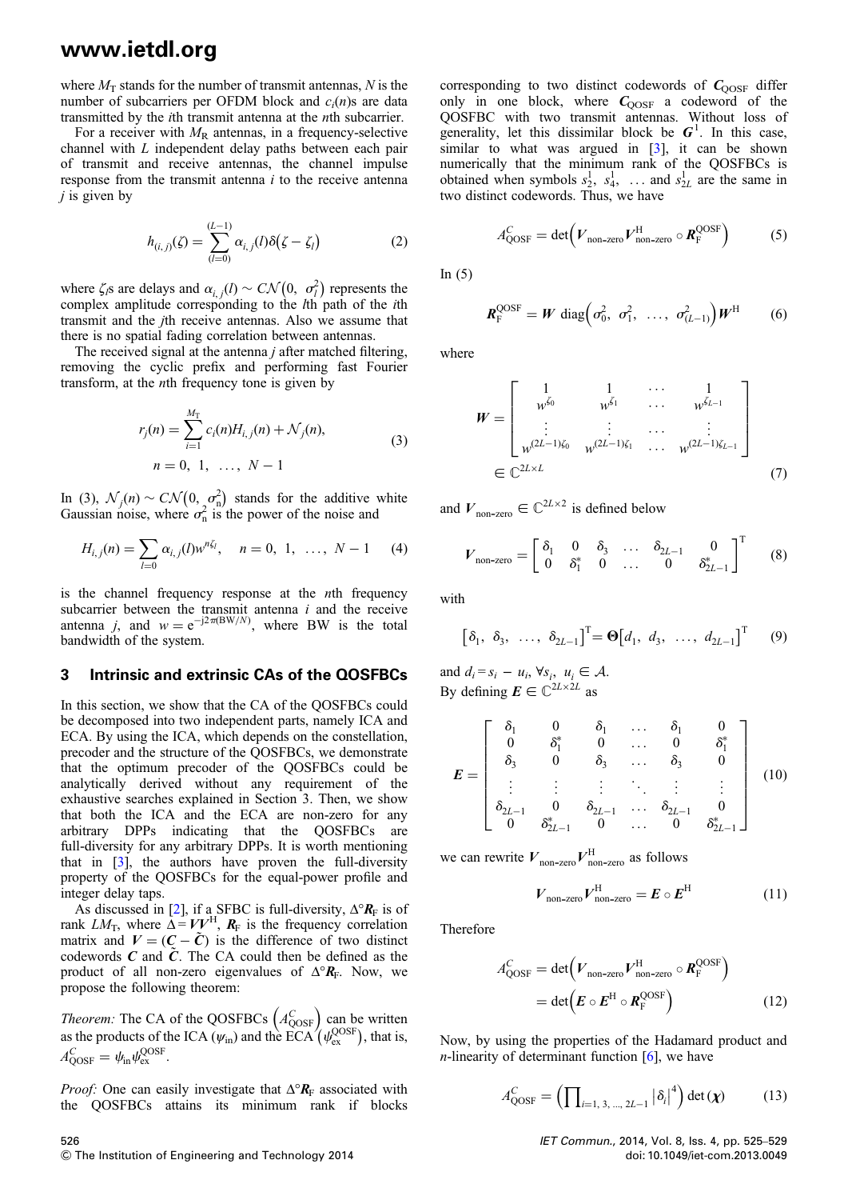where $M_T$ stands for the number of transmit antennas, $N$ is the number of subcarriers per OFDM block and $c_i(n)$s are data transmitted by the $i$th transmit antenna at the $n$th subcarrier.

For a receiver with $M_R$ antennas, in a frequency-selective channel with $L$ independent delay paths between each pair of transmit and receive antennas, the channel impulse response from the transmit antenna $i$ to the receive antenna $j$ is given by

$$h_{(i,j)}(\zeta) = \sum_{(l=0)}^{(L-1)} \alpha_{i,j}(l)\delta(\zeta - \zeta_l) \tag{2}$$

where $\zeta_l$s are delays and $\alpha_{i,j}(l) \sim \mathcal{CN}(0, \sigma_l^2)$ represents the complex amplitude corresponding to the $l$th path of the $i$th transmit and the $j$th receive antennas. Also we assume that there is no spatial fading correlation between antennas.

The received signal at the antenna $j$ after matched filtering, removing the cyclic prefix and performing fast Fourier transform, at the $n$th frequency tone is given by

$$r_j(n) = \sum_{i=1}^{M_T} c_i(n)H_{i,j}(n) + \mathcal{N}_j(n), \quad n = 0,\ 1,\ \ldots,\ N-1 \tag{3}$$

In (3), $\mathcal{N}_j(n) \sim \mathcal{CN}(0, \sigma_n^2)$ stands for the additive white Gaussian noise, where $\sigma_n^2$ is the power of the noise and

$$H_{i,j}(n) = \sum_{l=0} \alpha_{i,j}(l)w^{n\zeta_l}, \quad n = 0,\ 1,\ \ldots,\ N-1 \tag{4}$$

is the channel frequency response at the $n$th frequency subcarrier between the transmit antenna $i$ and the receive antenna $j$, and $w = e^{-j2\pi(\mathrm{BW}/N)}$, where BW is the total bandwidth of the system.

## 3 Intrinsic and extrinsic CAs of the QOSFBCs

In this section, we show that the CA of the QOSFBCs could be decomposed into two independent parts, namely ICA and ECA. By using the ICA, which depends on the constellation, precoder and the structure of the QOSFBCs, we demonstrate that the optimum precoder of the QOSFBCs could be analytically derived without any requirement of the exhaustive searches explained in Section 3. Then, we show that both the ICA and the ECA are non-zero for any arbitrary DPPs indicating that the QOSFBCs are full-diversity for any arbitrary DPPs. It is worth mentioning that in [3], the authors have proven the full-diversity property of the QOSFBCs for the equal-power profile and integer delay taps.

As discussed in [2], if a SFBC is full-diversity, $\Delta \circ \boldsymbol{R}_F$ is of rank $LM_T$, where $\Delta = \boldsymbol{V}\boldsymbol{V}^H$, $\boldsymbol{R}_F$ is the frequency correlation matrix and $\boldsymbol{V} = (\boldsymbol{C} - \tilde{\boldsymbol{C}})$ is the difference of two distinct codewords $\boldsymbol{C}$ and $\tilde{\boldsymbol{C}}$. The CA could then be defined as the product of all non-zero eigenvalues of $\Delta \circ \boldsymbol{R}_F$. Now, we propose the following theorem:

*Theorem:* The CA of the QOSFBCs $\left(A_{\mathrm{QOSF}}^C\right)$ can be written as the products of the ICA ($\psi_{\mathrm{in}}$) and the ECA $\left(\psi_{\mathrm{ex}}^{\mathrm{QOSF}}\right)$, that is, $A_{\mathrm{QOSF}}^C = \psi_{\mathrm{in}}\psi_{\mathrm{ex}}^{\mathrm{QOSF}}$.

*Proof:* One can easily investigate that $\Delta \circ \boldsymbol{R}_F$ associated with the QOSFBCs attains its minimum rank if blocks corresponding to two distinct codewords of $\boldsymbol{C}_{\mathrm{QOSF}}$ differ only in one block, where $\boldsymbol{C}_{\mathrm{QOSF}}$ a codeword of the QOSFBC with two transmit antennas. Without loss of generality, let this dissimilar block be $\boldsymbol{G}^1$. In this case, similar to what was argued in [3], it can be shown numerically that the minimum rank of the QOSFBCs is obtained when symbols $s_2^1,\ s_4^1,\ \ldots$ and $s_{2L}^1$ are the same in two distinct codewords. Thus, we have

$$A_{\mathrm{QOSF}}^C = \det\left(\boldsymbol{V}_{\text{non-zero}}\boldsymbol{V}_{\text{non-zero}}^H \circ \boldsymbol{R}_F^{\mathrm{QOSF}}\right) \tag{5}$$

In (5)

$$\boldsymbol{R}_F^{\mathrm{QOSF}} = \boldsymbol{W}\ \mathrm{diag}\left(\sigma_0^2,\ \sigma_1^2,\ \ldots,\ \sigma_{(L-1)}^2\right)\boldsymbol{W}^H \tag{6}$$

where

$$\boldsymbol{W} = \begin{bmatrix} 1 & 1 & \cdots & 1 \\ w^{\zeta_0} & w^{\zeta_1} & \cdots & w^{\zeta_{L-1}} \\ \vdots & \vdots & \cdots & \vdots \\ w^{(2L-1)\zeta_0} & w^{(2L-1)\zeta_1} & \cdots & w^{(2L-1)\zeta_{L-1}} \end{bmatrix} \in \mathbb{C}^{2L\times L} \tag{7}$$

and $\boldsymbol{V}_{\text{non-zero}} \in \mathbb{C}^{2L\times 2}$ is defined below

$$\boldsymbol{V}_{\text{non-zero}} = \begin{bmatrix} \delta_1 & 0 & \delta_3 & \ldots & \delta_{2L-1} & 0 \\ 0 & \delta_1^* & 0 & \ldots & 0 & \delta_{2L-1}^* \end{bmatrix}^T \tag{8}$$

with

$$\left[\delta_1,\ \delta_3,\ \ldots,\ \delta_{2L-1}\right]^T = \boldsymbol{\Theta}\left[d_1,\ d_3,\ \ldots,\ d_{2L-1}\right]^T \tag{9}$$

and $d_i = s_i - u_i,\ \forall s_i,\ u_i \in \mathcal{A}$.

By defining $\boldsymbol{E} \in \mathbb{C}^{2L\times 2L}$ as

$$\boldsymbol{E} = \begin{bmatrix} \delta_1 & 0 & \delta_1 & \ldots & \delta_1 & 0 \\ 0 & \delta_1^* & 0 & \ldots & 0 & \delta_1^* \\ \delta_3 & 0 & \delta_3 & \ldots & \delta_3 & 0 \\ \vdots & \vdots & \vdots & \ddots & \vdots & \vdots \\ \delta_{2L-1} & 0 & \delta_{2L-1} & \ldots & \delta_{2L-1} & 0 \\ 0 & \delta_{2L-1}^* & 0 & \ldots & 0 & \delta_{2L-1}^* \end{bmatrix} \tag{10}$$

we can rewrite $\boldsymbol{V}_{\text{non-zero}}\boldsymbol{V}_{\text{non-zero}}^H$ as follows

$$\boldsymbol{V}_{\text{non-zero}}\boldsymbol{V}_{\text{non-zero}}^H = \boldsymbol{E} \circ \boldsymbol{E}^H \tag{11}$$

Therefore

$$\begin{aligned} A_{\mathrm{QOSF}}^C &= \det\left(\boldsymbol{V}_{\text{non-zero}}\boldsymbol{V}_{\text{non-zero}}^H \circ \boldsymbol{R}_F^{\mathrm{QOSF}}\right) \\ &= \det\left(\boldsymbol{E} \circ \boldsymbol{E}^H \circ \boldsymbol{R}_F^{\mathrm{QOSF}}\right) \end{aligned} \tag{12}$$

Now, by using the properties of the Hadamard product and $n$-linearity of determinant function [6], we have

$$A_{\mathrm{QOSF}}^C = \left(\prod_{i=1,\ 3,\ \ldots,\ 2L-1} |\delta_i|^4\right)\det(\boldsymbol{\chi}) \tag{13}$$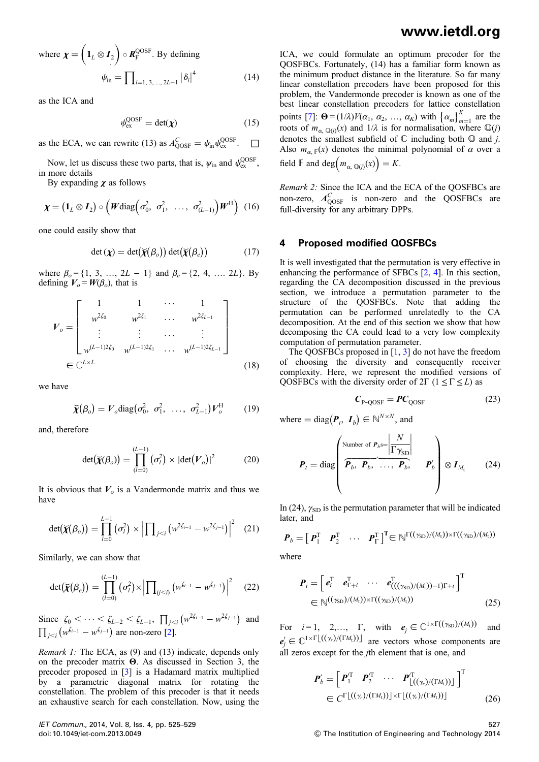where $\boldsymbol{\chi} = \left(\mathbf{1}_L \otimes \boldsymbol{I}_2\right) \circ \boldsymbol{R}_{\mathrm{F}}^{\mathrm{QOSF}}$. By defining

$$\psi_{\mathrm{in}} = \prod_{i=1,\,3,\,\ldots,\,2L-1} \left|\delta_i\right|^4 \tag{14}$$

as the ICA and

$$\psi_{\mathrm{ex}}^{\mathrm{QOSF}} = \det(\boldsymbol{\chi}) \tag{15}$$

as the ECA, we can rewrite (13) as $A_{\mathrm{QOSF}}^{C} = \psi_{\mathrm{in}}\psi_{\mathrm{ex}}^{\mathrm{QOSF}}$. □

Now, let us discuss these two parts, that is, $\psi_{\mathrm{in}}$ and $\psi_{\mathrm{ex}}^{\mathrm{QOSF}}$, in more details

By expanding $\boldsymbol{\chi}$ as follows

$$\boldsymbol{\chi} = \left(\mathbf{1}_L \otimes \boldsymbol{I}_2\right) \circ \left(\boldsymbol{W}\mathrm{diag}\left(\sigma_0^2,\ \sigma_1^2,\ \ldots,\ \sigma_{(L-1)}^2\right)\boldsymbol{W}^{\mathrm{H}}\right) \tag{16}$$

one could easily show that

$$\det(\boldsymbol{\chi}) = \det\left(\breve{\boldsymbol{\chi}}\left(\beta_o\right)\right)\det\left(\breve{\boldsymbol{\chi}}\left(\beta_e\right)\right) \tag{17}$$

where $\beta_o = \{1,\ 3,\ \ldots,\ 2L-1\}$ and $\beta_e = \{2,\ 4,\ \ldots.\ 2L\}$. By defining $\boldsymbol{V}_o = \boldsymbol{W}(\beta_o)$, that is

$$\boldsymbol{V}_o = \begin{bmatrix} 1 & 1 & \cdots & 1 \\ w^{2\zeta_0} & w^{2\zeta_1} & \cdots & w^{2\zeta_{L-1}} \\ \vdots & \vdots & \cdots & \vdots \\ w^{(L-1)2\zeta_0} & w^{(L-1)2\zeta_1} & \cdots & w^{(L-1)2\zeta_{L-1}} \end{bmatrix} \in \mathbb{C}^{L\times L} \tag{18}$$

we have

$$\breve{\boldsymbol{\chi}}\left(\beta_o\right) = \boldsymbol{V}_o\mathrm{diag}\left(\sigma_0^2,\ \sigma_1^2,\ \ldots,\ \sigma_{L-1}^2\right)\boldsymbol{V}_o^{\mathrm{H}} \tag{19}$$

and, therefore

$$\det\left(\breve{\boldsymbol{\chi}}(\beta_o)\right) = \prod_{(l=0)}^{(L-1)}\left(\sigma_l^2\right) \times \left|\det\left(\boldsymbol{V}_o\right)\right|^2 \tag{20}$$

It is obvious that $\boldsymbol{V}_o$ is a Vandermonde matrix and thus we have

$$\det\left(\breve{\boldsymbol{\chi}}\left(\beta_o\right)\right) = \prod_{l=0}^{L-1}\left(\sigma_l^2\right) \times \left|\prod_{j<i}\left(w^{2\zeta_{i-1}} - w^{2\zeta_{j-1}}\right)\right|^2 \tag{21}$$

Similarly, we can show that

$$\det\left(\breve{\boldsymbol{\chi}}\left(\beta_e\right)\right) = \prod_{(l=0)}^{(L-1)}\left(\sigma_l^2\right) \times \left|\prod_{(j<i)}\left(w^{\zeta_{i-1}} - w^{\zeta_{j-1}}\right)\right|^2 \tag{22}$$

Since $\zeta_0 < \cdots < \zeta_{L-2} < \zeta_{L-1}$, $\prod_{j<i}\left(w^{2\zeta_{i-1}} - w^{2\zeta_{j-1}}\right)$ and $\prod_{j<i}\left(w^{\zeta_{i-1}} - w^{\zeta_{j-1}}\right)$ are non-zero [2].

*Remark 1:* The ECA, as (9) and (13) indicate, depends only on the precoder matrix $\boldsymbol{\Theta}$. As discussed in Section 3, the precoder proposed in [3] is a Hadamard matrix multiplied by a parametric diagonal matrix for rotating the constellation. The problem of this precoder is that it needs an exhaustive search for each constellation. Now, using the ICA, we could formulate an optimum precoder for the QOSFBCs. Fortunately, (14) has a familiar form known as the minimum product distance in the literature. So far many linear constellation precoders have been proposed for this problem, the Vandermonde precoder is known as one of the best linear constellation precoders for lattice constellation points [7]: $\boldsymbol{\Theta} = (1/\lambda)V(\alpha_1,\ \alpha_2,\ \ldots,\ \alpha_K)$ with $\left\{\alpha_m\right\}_{m=1}^{K}$ are the roots of $m_{\alpha,\,\mathbb{Q}(j)}(x)$ and $1/\lambda$ is for normalisation, where $\mathbb{Q}(j)$ denotes the smallest subfield of $\mathbb{C}$ including both $\mathbb{Q}$ and $j$. Also $m_{\alpha,\,\mathbb{F}}(x)$ denotes the minimal polynomial of $\alpha$ over a field $\mathbb{F}$ and $\deg\left(m_{\alpha,\,\mathbb{Q}(j)}(x)\right) = K$.

*Remark 2:* Since the ICA and the ECA of the QOSFBCs are non-zero, $\boldsymbol{A}_{\mathrm{QOSF}}^{C}$ is non-zero and the QOSFBCs are full-diversity for any arbitrary DPPs.

## 4 Proposed modified QOSFBCs

It is well investigated that the permutation is very effective in enhancing the performance of SFBCs [2, 4]. In this section, regarding the CA decomposition discussed in the previous section, we introduce a permutation parameter to the structure of the QOSFBCs. Note that adding the permutation can be performed unrelatedly to the CA decomposition. At the end of this section we show that how decomposing the CA could lead to a very low complexity computation of permutation parameter.

The QOSFBCs proposed in [1, 3] do not have the freedom of choosing the diversity and consequently receiver complexity. Here, we represent the modified versions of QOSFBCs with the diversity order of $2\Gamma$ $(1 \leq \Gamma \leq L)$ as

$$\boldsymbol{C}_{\text{P-QOSF}} = \boldsymbol{P}\boldsymbol{C}_{\mathrm{QOSF}} \tag{23}$$

where $= \mathrm{diag}\left(\boldsymbol{P}_t,\ \boldsymbol{I}_b\right) \in \mathbb{N}^{N\times N}$, and

$$\boldsymbol{P}_t = \mathrm{diag}\left(\overbrace{\boldsymbol{P}_b,\ \boldsymbol{P}_b,\ \ldots,\ \boldsymbol{P}_b}^{\text{Number of }\boldsymbol{P}_b\text{s}=\left|\frac{N}{\Gamma\gamma_{\mathrm{SD}}}\right|},\quad \boldsymbol{P}_b'\right) \otimes \boldsymbol{I}_{M_{\mathrm{t}}} \tag{24}$$

In (24), $\gamma_{\mathrm{SD}}$ is the permutation parameter that will be indicated later, and

$$\boldsymbol{P}_b = \begin{bmatrix}\boldsymbol{P}_1^{\mathrm{T}} & \boldsymbol{P}_2^{\mathrm{T}} & \cdots & \boldsymbol{P}_\Gamma^{\mathrm{T}}\end{bmatrix}^{\mathbf{T}} \in \mathbb{N}^{\Gamma((\gamma_{\mathrm{SD}})/(M_{\mathrm{t}}))\times\Gamma((\gamma_{\mathrm{SD}})/(M_{\mathrm{t}}))}$$

where

$$\boldsymbol{P}_i = \begin{bmatrix}\boldsymbol{e}_i^{\mathrm{T}} & \boldsymbol{e}_{\Gamma+i}^{\mathrm{T}} & \cdots & \boldsymbol{e}_{(((\gamma_{\mathrm{SD}})/(M_{\mathrm{t}}))-1)\Gamma+i}^{\mathrm{T}}\end{bmatrix}^{\mathbf{T}} \in \mathbb{N}^{((\gamma_{\mathrm{SD}})/(M_{\mathrm{t}}))\times\Gamma((\gamma_{\mathrm{SD}})/(M_{\mathrm{t}}))} \tag{25}$$

For $i = 1,\ 2,\ldots,\ \Gamma$, with $\boldsymbol{e}_j \in \mathbb{C}^{1\times\Gamma((\gamma_{\mathrm{SD}})/(M_{\mathrm{t}}))}$ and $\boldsymbol{e}_j' \in \mathbb{C}^{1\times\Gamma\lfloor((\gamma_r)/(\Gamma M_{\mathrm{t}}))\rfloor}$ are vectors whose components are all zeros except for the $j$th element that is one, and

$$\boldsymbol{P}_b' = \begin{bmatrix}\boldsymbol{P}_1'^{\mathrm{T}} & \boldsymbol{P}_2'^{\mathrm{T}} & \cdots & \boldsymbol{P}_{\lfloor((\gamma_r)/(\Gamma M_{\mathrm{t}}))\rfloor}'^{\mathrm{T}}\end{bmatrix}^{\mathrm{T}} \in C^{\Gamma\lfloor((\gamma_r)/(\Gamma M_{\mathrm{t}}))\rfloor\times\Gamma\lfloor((\gamma_r)/(\Gamma M_{\mathrm{t}}))\rfloor} \tag{26}$$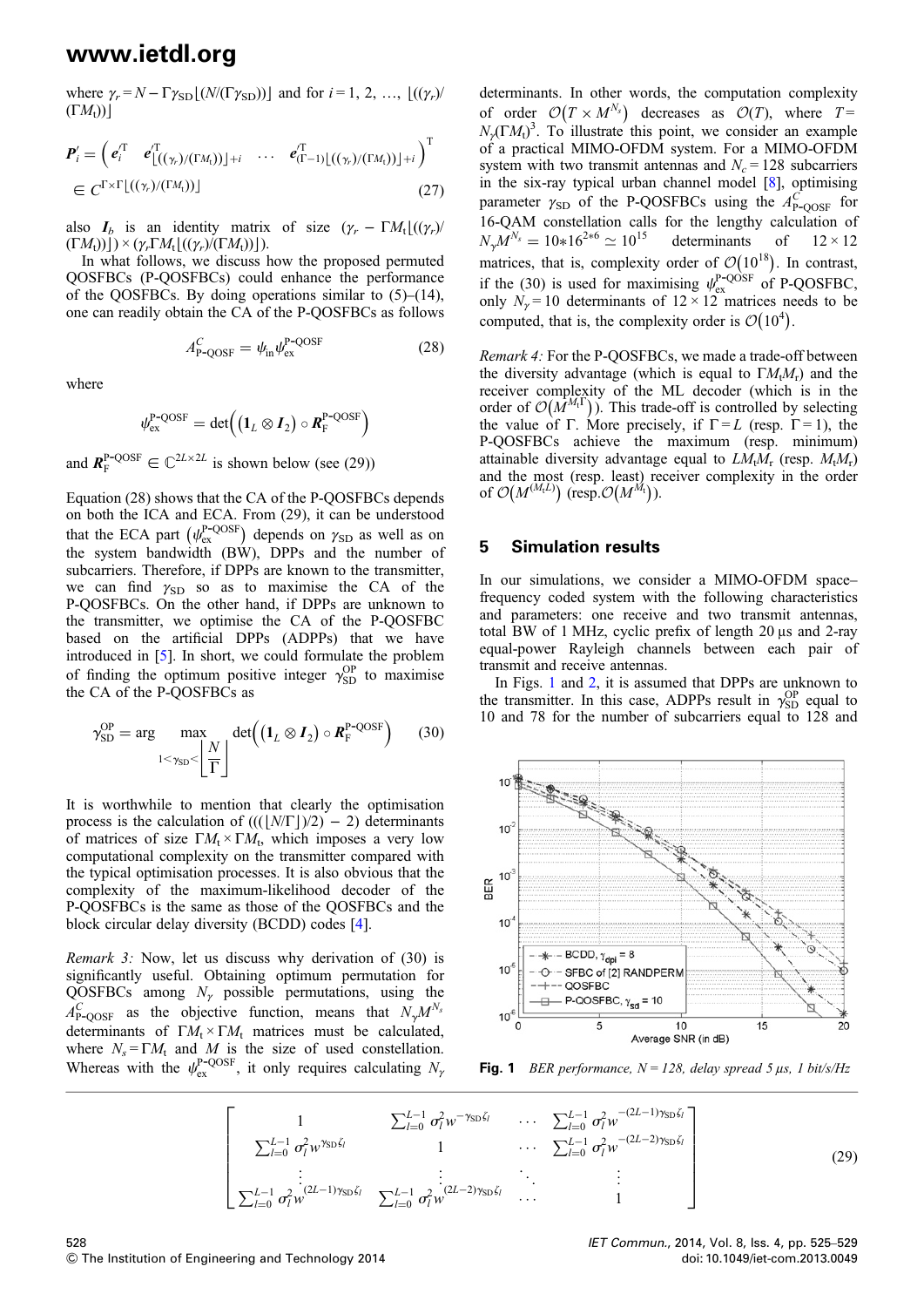where $\gamma_r = N - \Gamma\gamma_{\text{SD}}\lfloor(N/(\Gamma\gamma_{\text{SD}}))\rfloor$ and for $i = 1, 2, \ldots, \lfloor((\gamma_r)/(\Gamma M_t))\rfloor$

$$\boldsymbol{P}'_i = \left(\boldsymbol{e}_i'^{\text{T}} \quad \boldsymbol{e}'^{\text{T}}_{\lfloor((\gamma_r)/(\Gamma M_t))\rfloor + i} \quad \cdots \quad \boldsymbol{e}'^{\text{T}}_{(\Gamma-1)\lfloor((\gamma_r)/(\Gamma M_t))\rfloor + i}\right)^{\text{T}} \in C^{\Gamma\times\Gamma\lfloor((\gamma_r)/(\Gamma M_t))\rfloor} \tag{27}$$

also $\boldsymbol{I}_b$ is an identity matrix of size $(\gamma_r - \Gamma M_t\lfloor((\gamma_r)/(\Gamma M_t))\rfloor) \times (\gamma_r \Gamma M_t\lfloor((\gamma_r)/(\Gamma M_t))\rfloor)$.

In what follows, we discuss how the proposed permuted QOSFBCs (P-QOSFBCs) could enhance the performance of the QOSFBCs. By doing operations similar to (5)–(14), one can readily obtain the CA of the P-QOSFBCs as follows

$$A^C_{\text{P-QOSF}} = \psi_{\text{in}}\psi_{\text{ex}}^{\text{P-QOSF}} \tag{28}$$

where

$$\psi_{\text{ex}}^{\text{P-QOSF}} = \det\left((\boldsymbol{1}_L \otimes \boldsymbol{I}_2) \circ \boldsymbol{R}_{\text{F}}^{\text{P-QOSF}}\right)$$

and $\boldsymbol{R}_{\text{F}}^{\text{P-QOSF}} \in \mathbb{C}^{2L\times 2L}$ is shown below (see (29))

$$\begin{bmatrix} 1 & \sum_{l=0}^{L-1}\sigma_l^2 w^{-\gamma_{\text{SD}}\zeta_l} & \cdots & \sum_{l=0}^{L-1}\sigma_l^2 w^{-(2L-1)\gamma_{\text{SD}}\zeta_l} \\ \sum_{l=0}^{L-1}\sigma_l^2 w^{\gamma_{\text{SD}}\zeta_l} & 1 & \cdots & \sum_{l=0}^{L-1}\sigma_l^2 w^{-(2L-2)\gamma_{\text{SD}}\zeta_l} \\ \vdots & \vdots & \ddots & \vdots \\ \sum_{l=0}^{L-1}\sigma_l^2 w^{(2L-1)\gamma_{\text{SD}}\zeta_l} & \sum_{l=0}^{L-1}\sigma_l^2 w^{(2L-2)\gamma_{\text{SD}}\zeta_l} & \cdots & 1 \end{bmatrix} \tag{29}$$

Equation (28) shows that the CA of the P-QOSFBCs depends on both the ICA and ECA. From (29), it can be understood that the ECA part $(\psi_{\text{ex}}^{\text{P-QOSF}})$ depends on $\gamma_{\text{SD}}$ as well as on the system bandwidth (BW), DPPs and the number of subcarriers. Therefore, if DPPs are known to the transmitter, we can find $\gamma_{\text{SD}}$ so as to maximise the CA of the P-QOSFBCs. On the other hand, if DPPs are unknown to the transmitter, we optimise the CA of the P-QOSFBC based on the artificial DPPs (ADPPs) that we have introduced in [5]. In short, we could formulate the problem of finding the optimum positive integer $\gamma_{\text{SD}}^{\text{OP}}$ to maximise the CA of the P-QOSFBCs as

$$\gamma_{\text{SD}}^{\text{OP}} = \arg \max_{1<\gamma_{\text{SD}}<\left\lfloor \frac{N}{\Gamma}\right\rfloor} \det\left((\boldsymbol{1}_L \otimes \boldsymbol{I}_2) \circ \boldsymbol{R}_{\text{F}}^{\text{P-QOSF}}\right) \tag{30}$$

It is worthwhile to mention that clearly the optimisation process is the calculation of $(((\lfloor N/\Gamma\rfloor)/2) - 2)$ determinants of matrices of size $\Gamma M_t \times \Gamma M_t$, which imposes a very low computational complexity on the transmitter compared with the typical optimisation processes. It is also obvious that the complexity of the maximum-likelihood decoder of the P-QOSFBCs is the same as those of the QOSFBCs and the block circular delay diversity (BCDD) codes [4].

*Remark 3:* Now, let us discuss why derivation of (30) is significantly useful. Obtaining optimum permutation for QOSFBCs among $N_\gamma$ possible permutations, using the $A^C_{\text{P-QOSF}}$ as the objective function, means that $N_\gamma M^{N_s}$ determinants of $\Gamma M_t \times \Gamma M_t$ matrices must be calculated, where $N_s = \Gamma M_t$ and $M$ is the size of used constellation. Whereas with the $\psi_{\text{ex}}^{\text{P-QOSF}}$, it only requires calculating $N_\gamma$ determinants. In other words, the computation complexity of order $\mathcal{O}(T \times M^{N_s})$ decreases as $\mathcal{O}(T)$, where $T = N_\gamma(\Gamma M_t)^3$. To illustrate this point, we consider an example of a practical MIMO-OFDM system. For a MIMO-OFDM system with two transmit antennas and $N_c = 128$ subcarriers in the six-ray typical urban channel model [8], optimising parameter $\gamma_{\text{SD}}$ of the P-QOSFBCs using the $A^C_{\text{P-QOSF}}$ for 16-QAM constellation calls for the lengthy calculation of $N_\gamma M^{N_s} = 10{*}16^{2*6} \simeq 10^{15}$ determinants of $12\times 12$ matrices, that is, complexity order of $\mathcal{O}(10^{18})$. In contrast, if the (30) is used for maximising $\psi_{\text{ex}}^{\text{P-QOSF}}$ of P-QOSFBC, only $N_\gamma = 10$ determinants of $12\times 12$ matrices needs to be computed, that is, the complexity order is $\mathcal{O}(10^4)$.

*Remark 4:* For the P-QOSFBCs, we made a trade-off between the diversity advantage (which is equal to $\Gamma M_t M_r$) and the receiver complexity of the ML decoder (which is in the order of $\mathcal{O}(M^{M_t\Gamma})$). This trade-off is controlled by selecting the value of $\Gamma$. More precisely, if $\Gamma = L$ (resp. $\Gamma = 1$), the P-QOSFBCs achieve the maximum (resp. minimum) attainable diversity advantage equal to $LM_tM_r$ (resp. $M_tM_r$) and the most (resp. least) receiver complexity in the order of $\mathcal{O}(M^{(M_tL)})$ (resp. $\mathcal{O}(M^{M_t})$).

## 5 Simulation results

In our simulations, we consider a MIMO-OFDM space–frequency coded system with the following characteristics and parameters: one receive and two transmit antennas, total BW of 1 MHz, cyclic prefix of length 20 µs and 2-ray equal-power Rayleigh channels between each pair of transmit and receive antennas.

In Figs. 1 and 2, it is assumed that DPPs are unknown to the transmitter. In this case, ADPPs result in $\gamma_{\text{SD}}^{\text{OP}}$ equal to 10 and 78 for the number of subcarriers equal to 128 and

**Fig. 1** *BER performance, N = 128, delay spread 5 µs, 1 bit/s/Hz*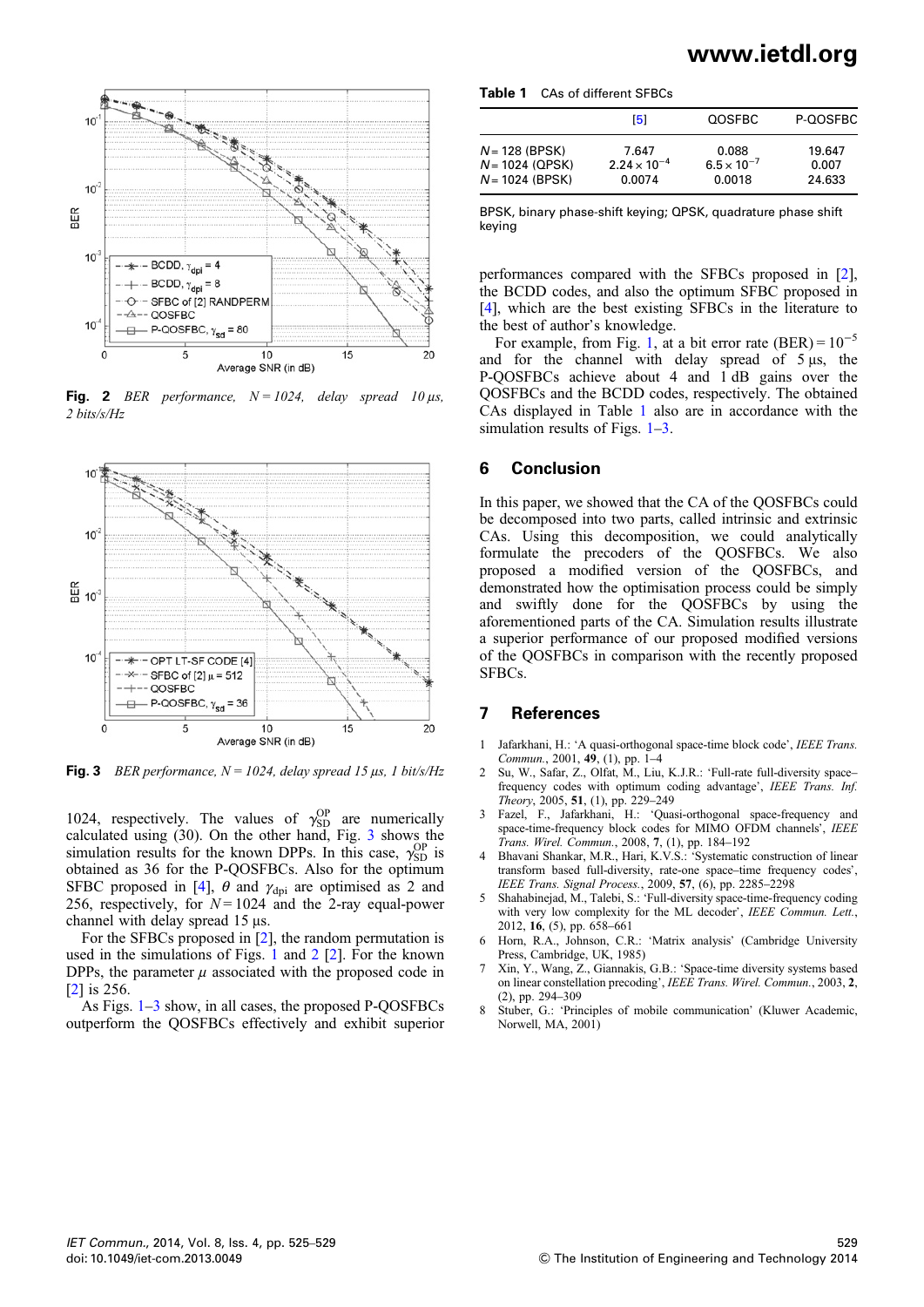BER

Average SNR (in dB)

BCDD, $\gamma_{dpi} = 4$

BCDD, $\gamma_{dpi} = 8$

SFBC of [2] RANDPERM

QOSFBC

P-QOSFBC, $\gamma_{sd} = 80$

**Fig. 2** *BER performance, N = 1024, delay spread 10 µs, 2 bits/s/Hz*

BER

Average SNR (in dB)

OPT LT-SF CODE [4]

SFBC of [2] µ = 512

QOSFBC

P-QOSFBC, $\gamma_{sd} = 36$

**Fig. 3** *BER performance, N = 1024, delay spread 15 µs, 1 bit/s/Hz*

1024, respectively. The values of $\gamma_{SD}^{OP}$ are numerically calculated using (30). On the other hand, Fig. 3 shows the simulation results for the known DPPs. In this case, $\gamma_{SD}^{OP}$ is obtained as 36 for the P-QOSFBCs. Also for the optimum SFBC proposed in [4], $\theta$ and $\gamma_{dpi}$ are optimised as 2 and 256, respectively, for $N = 1024$ and the 2-ray equal-power channel with delay spread 15 µs.

For the SFBCs proposed in [2], the random permutation is used in the simulations of Figs. 1 and 2 [2]. For the known DPPs, the parameter $\mu$ associated with the proposed code in [2] is 256.

As Figs. 1–3 show, in all cases, the proposed P-QOSFBCs outperform the QOSFBCs effectively and exhibit superior performances compared with the SFBCs proposed in [2], the BCDD codes, and also the optimum SFBC proposed in [4], which are the best existing SFBCs in the literature to the best of author's knowledge.

For example, from Fig. 1, at a bit error rate (BER) = $10^{-5}$ and for the channel with delay spread of 5 µs, the P-QOSFBCs achieve about 4 and 1 dB gains over the QOSFBCs and the BCDD codes, respectively. The obtained CAs displayed in Table 1 also are in accordance with the simulation results of Figs. 1–3.

**Table 1** CAs of different SFBCs

| | [5] | QOSFBC | P-QOSFBC |
|---|---|---|---|
| $N = 128$ (BPSK) | 7.647 | 0.088 | 19.647 |
| $N = 1024$ (QPSK) | $2.24 \times 10^{-4}$ | $6.5 \times 10^{-7}$ | 0.007 |
| $N = 1024$ (BPSK) | 0.0074 | 0.0018 | 24.633 |

BPSK, binary phase-shift keying; QPSK, quadrature phase shift keying

## 6 Conclusion

In this paper, we showed that the CA of the QOSFBCs could be decomposed into two parts, called intrinsic and extrinsic CAs. Using this decomposition, we could analytically formulate the precoders of the QOSFBCs. We also proposed a modified version of the QOSFBCs, and demonstrated how the optimisation process could be simply and swiftly done for the QOSFBCs by using the aforementioned parts of the CA. Simulation results illustrate a superior performance of our proposed modified versions of the QOSFBCs in comparison with the recently proposed SFBCs.

## 7 References

1. Jafarkhani, H.: 'A quasi-orthogonal space-time block code', *IEEE Trans. Commun.*, 2001, **49**, (1), pp. 1–4
2. Su, W., Safar, Z., Olfat, M., Liu, K.J.R.: 'Full-rate full-diversity space–frequency codes with optimum coding advantage', *IEEE Trans. Inf. Theory*, 2005, **51**, (1), pp. 229–249
3. Fazel, F., Jafarkhani, H.: 'Quasi-orthogonal space-frequency and space-time-frequency block codes for MIMO OFDM channels', *IEEE Trans. Wirel. Commun.*, 2008, **7**, (1), pp. 184–192
4. Bhavani Shankar, M.R., Hari, K.V.S.: 'Systematic construction of linear transform based full-diversity, rate-one space–time frequency codes', *IEEE Trans. Signal Process.*, 2009, **57**, (6), pp. 2285–2298
5. Shahabinejad, M., Talebi, S.: 'Full-diversity space-time-frequency coding with very low complexity for the ML decoder', *IEEE Commun. Lett.*, 2012, **16**, (5), pp. 658–661
6. Horn, R.A., Johnson, C.R.: 'Matrix analysis' (Cambridge University Press, Cambridge, UK, 1985)
7. Xin, Y., Wang, Z., Giannakis, G.B.: 'Space-time diversity systems based on linear constellation precoding', *IEEE Trans. Wirel. Commun.*, 2003, **2**, (2), pp. 294–309
8. Stuber, G.: 'Principles of mobile communication' (Kluwer Academic, Norwell, MA, 2001)